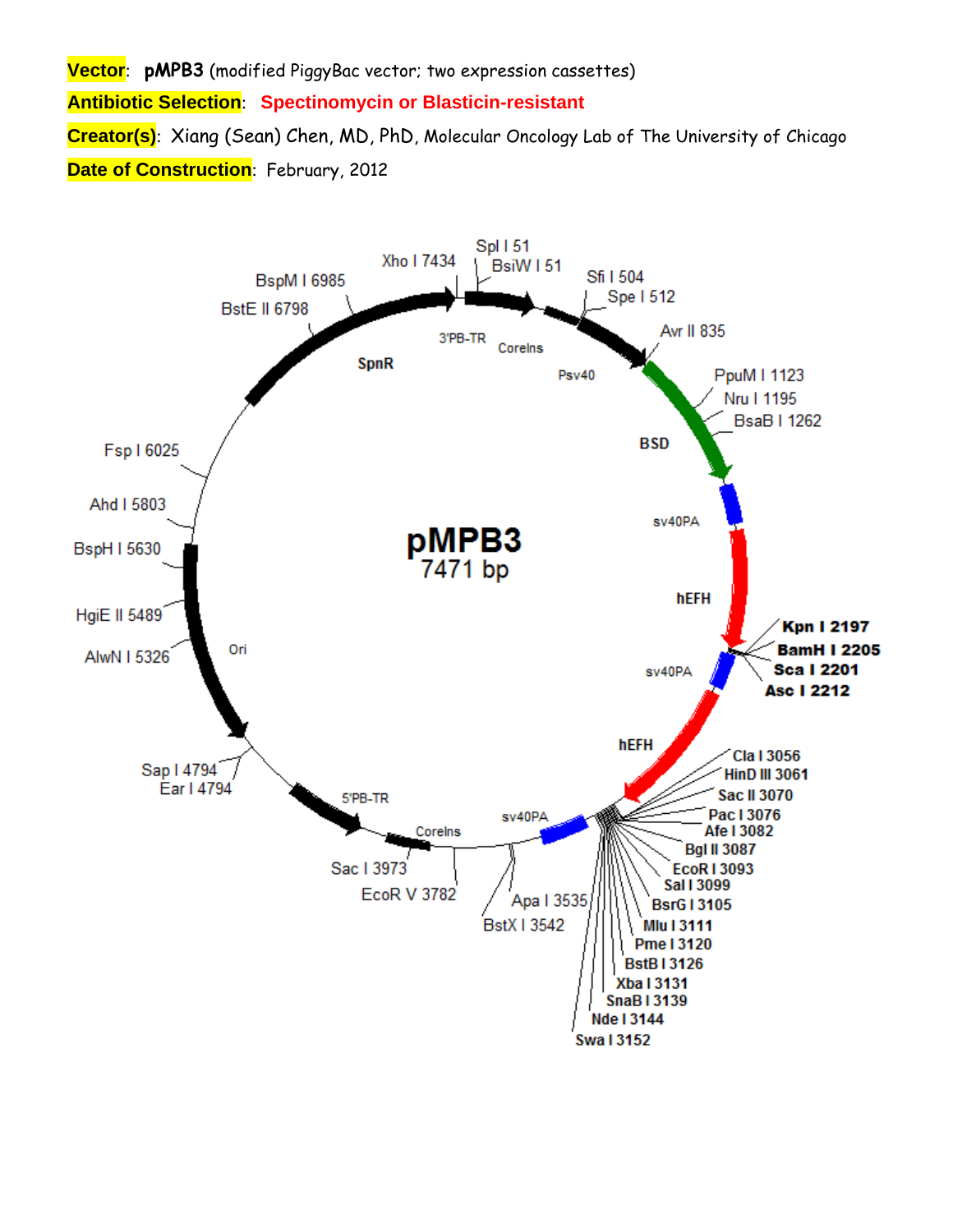**Vector**: **pMPB3** (modified PiggyBac vector; two expression cassettes)

**Antibiotic Selection**: **Spectinomycin or Blasticin-resistant**

**Creator(s)**: Xiang (Sean) Chen, MD, PhD, Molecular Oncology Lab of The University of Chicago

**Date of Construction**: February, 2012

pMPB3
7471 bp

Spl I 51
BsiW I 51
Sfi I 504
Spe I 512
Avr II 835
PpuM I 1123
Nru I 1195
BsaB I 1262
**Kpn I 2197**
**BamH I 2205**
**Sca I 2201**
**Asc I 2212**
Cla I 3056
HinD III 3061
Sac II 3070
Pac I 3076
Afe I 3082
Bgl II 3087
EcoR I 3093
Sal I 3099
BsrG I 3105
Mlu I 3111
Pme I 3120
BstB I 3126
Xba I 3131
SnaB I 3139
Nde I 3144
Swa I 3152
Apa I 3535
BstX I 3542
EcoR V 3782
Sac I 3973
Sap I 4794
Ear I 4794
AlwN I 5326
HgiE II 5489
BspH I 5630
Ahd I 5803
Fsp I 6025
BstE II 6798
BspM I 6985
Xho I 7434

3'PB-TR
CoreIns
Psv40
BSD
sv40PA
hEFH
sv40PA
hEFH
sv40PA
CoreIns
5'PB-TR
Ori
SpnR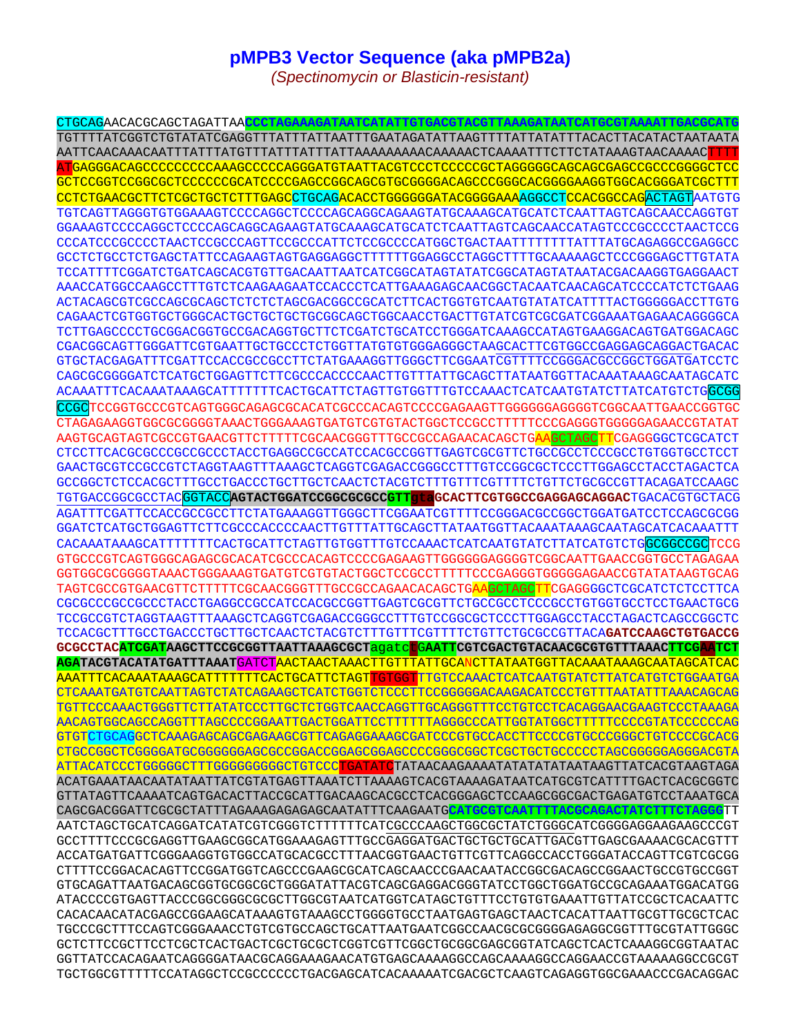# pMPB3 Vector Sequence (aka pMPB2a)

*(Spectinomycin or Blasticin-resistant)*

```
CTGCAGAACACGCAGCTAGATTAACCCTAGAAAGATAATCATATTGTGACGTACGTTAAAGATAATCATGCGTAAAATTGACGCATG
TGTTTTATCGGTCTGTATATCGAGGTTTATTTATTAATTTGAATAGATATTAAGTTTTATTATATTTACACTTACATACTAATAATA
AATTCAACAAACAATTTATTTATGTTTATTTATTTATTAAAAAAAAACAAAAACTCAAAATTTCTTCTATAAAGTAACAAAACTTTT
ATGAGGGACAGCCCCCCCCCAAAGCCCCCAGGGATGTAATTACGTCCCTCCCCCGCTAGGGGGCAGCAGCGAGCCGCCCGGGGCTCC
GCTCCGGTCCGGCGCTCCCCCCGCATCCCCGAGCCGGCAGCGTGCGGGGACAGCCCGGGCACGGGGAAGGTGGCACGGGATCGCTTT
CCTCTGAACGCTTCTCGCTGCTCTTTGAGCCTGCAGACACCTGGGGGGATACGGGGAAAAGGCCTCCACGGCCAGACTAGTAATGTG
TGTCAGTTAGGGTGTGGAAAGTCCCCAGGCTCCCCAGCAGGCAGAAGTATGCAAAGCATGCATCTCAATTAGTCAGCAACCAGGTGT
GGAAAGTCCCCAGGCTCCCCAGCAGGCAGAAGTATGCAAAGCATGCATCTCAATTAGTCAGCAACCATAGTCCCGCCCCTAACTCCG
CCCATCCCGCCCCTAACTCCGCCCAGTTCCGCCCATTCTCCGCCCCATGGCTGACTAATTTTTTTTATTTATGCAGAGGCCGAGGCC
GCCTCTGCCTCTGAGCTATTCCAGAAGTAGTGAGGAGGCTTTTTTGGAGGCCTAGGCTTTTGCAAAAAGCTCCCGGGAGCTTGTATA
TCCATTTTCGGATCTGATCAGCACGTGTTGACAATTAATCATCGGCATAGTATATCGGCATAGTATAATACGACAAGGTGAGGAACT
AAACCATGGCCAAGCCTTTGTCTCAAGAAGAATCCACCCTCATTGAAAGAGCAACGGCTACAATCAACAGCATCCCCATCTCTGAAG
ACTACAGCGTCGCCAGCGCAGCTCTCTCTAGCGACGGCCGCATCTTCACTGGTGTCAATGTATATCATTTTACTGGGGGACCTTGTG
CAGAACTCGTGGTGCTGGGCACTGCTGCTGCTGCGGCAGCTGGCAACCTGACTTGTATCGTCGCGATCGGAAATGAGAACAGGGGCA
TCTTGAGCCCCTGCGGACGGTGCCGACAGGTGCTTCTCGATCTGCATCCTGGGATCAAAGCCATAGTGAAGGACAGTGATGGACAGC
CGACGGCAGTTGGGATTCGTGAATTGCTGCCCTCTGGTTATGTGTGGGAGGGCTAAGCACTTCGTGGCCGAGGAGCAGGACTGACAC
GTGCTACGAGATTTCGATTCCACCGCCGCCTTCTATGAAAGGTTGGGCTTCGGAATCGTTTTCCGGGACGCCGGCTGGATGATCCTC
CAGCGCGGGGATCTCATGCTGGAGTTCTTCGCCCACCCCAACTTGTTTATTGCAGCTTATAATGGTTACAAATAAAGCAATAGCATC
ACAAATTTCACAAATAAAGCATTTTTTTCACTGCATTCTAGTTGTGGTTTGTCCAAACTCATCAATGTATCTTATCATGTCTGGCGG
CCGCTCCGGTGCCCGTCAGTGGGCAGAGCGCACATCGCCCACAGTCCCCGAGAAGTTGGGGGGAGGGGTCGGCAATTGAACCGGTGC
CTAGAGAAGGTGGCGCGGGGTAAACTGGGAAAGTGATGTCGTGTACTGGCTCCGCCTTTTTCCCGAGGGTGGGGGAGAACCGTATAT
AAGTGCAGTAGTCGCCGTGAACGTTCTTTTTCGCAACGGGTTTGCCGCCAGAACACAGCTGAAGCTAGCTTCGAGGGGCTCGCATCT
CTCCTTCACGCGCCCGCCGCCCTACCTGAGGCCGCCATCCACGCCGGTTGAGTCGCGTTCTGCCGCCTCCCGCCTGTGGTGCCTCCT
GAACTGCGTCCGCCGTCTAGGTAAGTTTAAAGCTCAGGTCGAGACCGGGCCTTTGTCCGGCGCTCCCTTGGAGCCTACCTAGACTCA
GCCGGCTCTCCACGCTTTGCCTGACCCTGCTTGCTCAACTCTACGTCTTTGTTTCGTTTTCTGTTCTGCGCCGTTACAGATCCAAGC
TGTGACCGGCGCCTACGGTACCAGTACTGGATCCGGCGCGCCGTTgtaGCACTTCGTGGCCGAGGAGCAGGACTGACACGTGCTACG
AGATTTCGATTCCACCGCCGCCTTCTATGAAAGGTTGGGCTTCGGAATCGTTTTCCGGGACGCCGGCTGGATGATCCTCCAGCGCGG
GGATCTCATGCTGGAGTTCTTCGCCCACCCCAACTTGTTTATTGCAGCTTATAATGGTTACAAATAAAGCAATAGCATCACAAATTT
CACAAATAAAGCATTTTTTTCACTGCATTCTAGTTGTGGTTTGTCCAAACTCATCAATGTATCTTATCATGTCTGGCGGCCGCTCCG
GTGCCCGTCAGTGGGCAGAGCGCACATCGCCCACAGTCCCCGAGAAGTTGGGGGGAGGGGTCGGCAATTGAACCGGTGCCTAGAGAA
GGTGGCGCGGGGTAAACTGGGAAAGTGATGTCGTGTACTGGCTCCGCCTTTTTCCCGAGGGTGGGGGAGAACCGTATATAAGTGCAG
TAGTCGCCGTGAACGTTCTTTTTCGCAACGGGTTTGCCGCCAGAACACAGCTGAAGCTAGCTTCGAGGGGCTCGCATCTCTCCTTCA
CGCGCCCGCCGCCCTACCTGAGGCCGCCATCCACGCCGGTTGAGTCGCGTTCTGCCGCCTCCCGCCTGTGGTGCCTCCTGAACTGCG
TCCGCCGTCTAGGTAAGTTTAAAGCTCAGGTCGAGACCGGGCCTTTGTCCGGCGCTCCCTTGGAGCCTACCTAGACTCAGCCGGCTC
TCCACGCTTTGCCTGACCCTGCTTGCTCAACTCTACGTCTTTGTTTCGTTTTCTGTTCTGCGCCGTTACAGATCCAAGCTGTGACCG
GCGCCTACATCGATAAGCTTCCGCGGTTAATTAAAGCGCTagatcTGAATTCGTCGACTGTACAACGCGTGTTTAAACTTCGAATCT
AGATACGTACATATGATTTAAATGATCTAACTAACTAAACTTGTTTATTGCANCTTATAATGGTTACAAATAAAGCAATAGCATCAC
AAATTTCACAAATAAAGCATTTTTTTCACTGCATTCTAGTTGTGGTTTGTCCAAACTCATCAATGTATCTTATCATGTCTGGAATGA
CTCAAATGATGTCAATTAGTCTATCAGAAGCTCATCTGGTCTCCCTTCCGGGGGACAAGACATCCCTGTTTAATATTTAAACAGCAG
TGTTCCCAAACTGGGTTCTTATATCCCTTGCTCTGGTCAACCAGGTTGCAGGGTTTCCTGTCCTCACAGGAACGAAGTCCCTAAAGA
AACAGTGGCAGCCAGGTTTAGCCCCGGAATTGACTGGATTCCTTTTTTAGGGCCCATTGGTATGGCTTTTTCCCCGTATCCCCCCAG
GTGTCTGCAGGCTCAAAGAGCAGCGAGAAGCGTTCAGAGGAAAGCGATCCCGTGCCACCTTCCCCGTGCCCGGGCTGTCCCCGCACG
CTGCCGGCTCGGGGATGCGGGGGGAGCGCCGGACCGGAGCGGAGCCCCGGGCGGCTCGCTGCTGCCCCCTAGCGGGGGAGGGACGTA
ATTACATCCCTGGGGGCTTTGGGGGGGGGCTGTCCCTGATATCTATAACAAGAAAATATATATATAATAAGTTATCACGTAAGTAGA
ACATGAAATAACAATATAATTATCGTATGAGTTAAATCTTAAAAGTCACGTAAAAGATAATCATGCGTCATTTTGACTCACGCGGTC
GTTATAGTTCAAAATCAGTGACACTTACCGCATTGACAAGCACGCCTCACGGGAGCTCCAAGCGGCGACTGAGATGTCCTAAATGCA
CAGCGACGGATTCGCGCTATTTAGAAAGAGAGAGCAATATTTCAAGAATGCATGCGTCAATTTTACGCAGACTATCTTTCTAGGGTT
AATCTAGCTGCATCAGGATCATATCGTCGGGTCTTTTTTCATCGCCCAAGCTGGCGCTATCTGGGCATCGGGGAGGAAGAAGCCCGT
GCCTTTTCCCGCGAGGTTGAAGCGGCATGGAAAGAGTTTGCCGAGGATGACTGCTGCTGCATTGACGTTGAGCGAAAACGCACGTTT
ACCATGATGATTCGGGAAGGTGTGGCCATGCACGCCTTTAACGGTGAACTGTTCGTTCAGGCCACCTGGGATACCAGTTCGTCGCGG
CTTTTCCGGACACAGTTCCGGATGGTCAGCCCGAAGCGCATCAGCAACCCGAACAATACCGGCGACAGCCGGAACTGCCGTGCCGGT
GTGCAGATTAATGACAGCGGTGCGGCGCTGGGATATTACGTCAGCGAGGACGGGTATCCTGGCTGGATGCCGCAGAAATGGACATGG
ATACCCCGTGAGTTACCCGGCGGGCGCGCTTGGCGTAATCATGGTCATAGCTGTTTCCTGTGTGAAATTGTTATCCGCTCACAATTC
CACACAACATACGAGCCGGAAGCATAAAGTGTAAAGCCTGGGGTGCCTAATGAGTGAGCTAACTCACATTAATTGCGTTGCGCTCAC
TGCCCGCTTTCCAGTCGGGAAACCTGTCGTGCCAGCTGCATTAATGAATCGGCCAACGCGCGGGGAGAGGCGGTTTGCGTATTGGGC
GCTCTTCCGCTTCCTCGCTCACTGACTCGCTGCGCTCGGTCGTTCGGCTGCGGCGAGCGGTATCAGCTCACTCAAAGGCGGTAATAC
GGTTATCCACAGAATCAGGGGATAACGCAGGAAAGAACATGTGAGCAAAAGGCCAGCAAAAGGCCAGGAACCGTAAAAAGGCCGCGT
TGCTGGCGTTTTTCCATAGGCTCCGCCCCCCTGACGAGCATCACAAAAATCGACGCTCAAGTCAGAGGTGGCGAAACCCGACAGGAC
```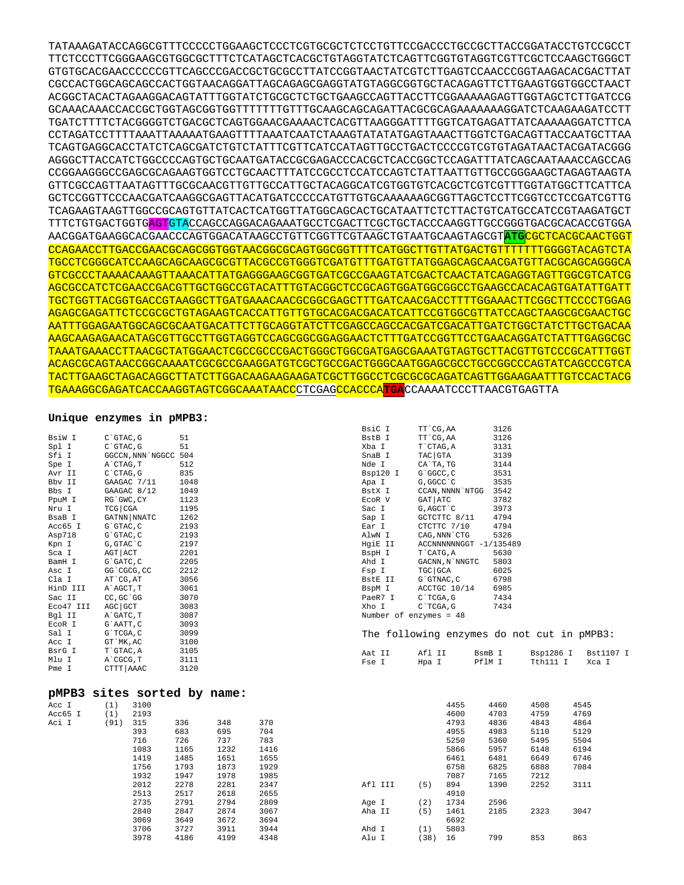```
TATAAAGATACCAGGCGTTTCCCCCTGGAAGCTCCCTCGTGCGCTCTCCTGTTCCGACCCTGCCGCTTACCGGATACCTGTCCGCCT
TTCTCCCTTCGGGAAGCGTGGCGCTTTCTCATAGCTCACGCTGTAGGTATCTCAGTTCGGTGTAGGTCGTTCGCTCCAAGCTGGGCT
GTGTGCACGAACCCCCCGTTCAGCCCGACCGCTGCGCCTTATCCGGTAACTATCGTCTTGAGTCCAACCCGGTAAGACACGACTTAT
CGCCACTGGCAGCAGCCACTGGTAACAGGATTAGCAGAGCGAGGTATGTAGGCGGTGCTACAGAGTTCTTGAAGTGGTGGCCTAACT
ACGGCTACACTAGAAGGACAGTATTTGGTATCTGCGCTCTGCTGAAGCCAGTTACCTTCGGAAAAAGAGTTGGTAGCTCTTGATCCG
GCAAACAAACCACCGCTGGTAGCGGTGGTTTTTTTGTTTGCAAGCAGCAGATTACGCGCAGAAAAAAAGGATCTCAAGAAGATCCTT
TGATCTTTTCTACGGGGTCTGACGCTCAGTGGAACGAAAACTCACGTTAAGGGATTTTGGTCATGAGATTATCAAAAAGGATCTTCA
CCTAGATCCTTTTAAATTAAAAATGAAGTTTTAAATCAATCTAAAGTATATATGAGTAAACTTGGTCTGACAGTTACCAATGCTTAA
TCAGTGAGGCACCTATCTCAGCGATCTGTCTATTTCGTTCATCCATAGTTGCCTGACTCCCCGTCGTGTAGATAACTACGATACGGG
AGGGCTTACCATCTGGCCCCAGTGCTGCAATGATACCGCGAGACCCACGCTCACCGGCTCCAGATTTATCAGCAATAAACCAGCCAG
CCGGAAGGGCCGAGCGCAGAAGTGGTCCTGCAACTTTATCCGCCTCCATCCAGTCTATTAATTGTTGCCGGGAAGCTAGAGTAAGTA
GTTCGCCAGTTAATAGTTTGCGCAACGTTGTTGCCATTGCTACAGGCATCGTGGTGTCACGCTCGTCGTTTGGTATGGCTTCATTCA
GCTCCGGTTCCCAACGATCAAGGCGAGTTACATGATCCCCCATGTTGTGCAAAAAAGCGGTTAGCTCCTTCGGTCCTCCGATCGTTG
TCAGAAGTAAGTTGGCCGCAGTGTTATCACTCATGGTTATGGCAGCACTGCATAATTCTCTTACTGTCATGCCATCCGTAAGATGCT
TTTCTGTGACTGGTGAGTGTACCAGCCAGGACAGAAATGCCTCGACTTCGCTGCTACCCAAGGTTGCCGGGTGACGCACACCGTGGA
AACGGATGAAGGCACGAACCCAGTGGACATAAGCCTGTTCGGTTCGTAAGCTGTAATGCAAGTAGCGTATGCGCTCACGCAACTGGT
CCAGAACCTTGACCGAACGCAGCGGTGGTAACGGCGCAGTGGCGGTTTTCATGGCTTGTTATGACTGTTTTTTTGGGGTACAGTCTA
TGCCTCGGGCATCCAAGCAGCAAGCGCGTTACGCCGTGGGTCGATGTTTGATGTTATGGAGCAGCAACGATGTTACGCAGCAGGGCA
GTCGCCCTAAAACAAAGTTAAACATTATGAGGGAAGCGGTGATCGCCGAAGTATCGACTCAACTATCAGAGGTAGTTGGCGTCATCG
AGCGCCATCTCGAACCGACGTTGCTGGCCGTACATTTGTACGGCTCCGCAGTGGATGGCGGCCTGAAGCCACACAGTGATATTGATT
TGCTGGTTACGGTGACCGTAAGGCTTGATGAAACAACGCGGCGAGCTTTGATCAACGACCTTTTGGAAACTTCGGCTTCCCCTGGAG
AGAGCGAGATTCTCCGCGCTGTAGAAGTCACCATTGTTGTGCACGACGACATCATTCCGTGGCGTTATCCAGCTAAGCGCGAACTGC
AATTTGGAGAATGGCAGCGCAATGACATTCTTGCAGGTATCTTCGAGCCAGCCACGATCGACATTGATCTGGCTATCTTGCTGACAA
AAGCAAGAGAACATAGCGTTGCCTTGGTAGGTCCAGCGGCGGAGGAACTCTTTGATCCGGTTCCTGAACAGGATCTATTTGAGGCGC
TAAATGAAACCTTAACGCTATGGAACTCGCCGCCCGACTGGGCTGGCGATGAGCGAAATGTAGTGCTTACGTTGTCCCGCATTTGGT
ACAGCGCAGTAACCGGCAAAATCGCGCCGAAGGATGTCGCTGCCGACTGGGCAATGGAGCGCCTGCCGGCCCAGTATCAGCCCGTCA
TACTTGAAGCTAGACAGGCTTATCTTGGACAAGAAGAAGATCGCTTGGCCTCGCGCGCAGATCAGTTGGAAGAATTTGTCCACTACG
TGAAAGGCGAGATCACCAAGGTAGTCGGCAAATAACCCTCGAGCCACCCATGACCAAAATCCCTTAACGTGAGTTA
```

**Unique enzymes in pMPB3:**

```
BsiW I      C`GTAC,G        51
Spl I       C`GTAC,G        51
Sfi I       GGCCN,NNN`NGGCC 504
Spe I       A`CTAG,T        512
Avr II      C`CTAG,G        835
Bbv II      GAAGAC 7/11     1048
Bbs I       GAAGAC 8/12     1049
PpuM I      RG`GWC,CY       1123
Nru I       TCG|CGA         1195
BsaB I      GATNN|NNATC     1262
Acc65 I     G`GTAC,C        2193
Asp718      G`GTAC,C        2193
Kpn I       G,GTAC`C        2197
Sca I       AGT|ACT         2201
BamH I      G`GATC,C        2205
Asc I       GG`CGCG,CC      2212
Cla I       AT`CG,AT        3056
HinD III    A`AGCT,T        3061
Sac II      CC,GC`GG        3070
Eco47 III   AGC|GCT         3083
Bgl II      A`GATC,T        3087
EcoR I      G`AATT,C        3093
Sal I       G`TCGA,C        3099
Acc I       GT`MK,AC        3100
BsrG I      T`GTAC,A        3105
Mlu I       A`CGCG,T        3111
Pme I       CTTT|AAAC       3120
BsiC I      TT`CG,AA        3126
BstB I      TT`CG,AA        3126
Xba I       T`CTAG,A        3131
SnaB I      TAC|GTA         3139
Nde I       CA`TA,TG        3144
Bsp120 I    G`GGCC,C        3531
Apa I       G,GGCC`C        3535
BstX I      CCAN,NNNN`NTGG  3542
EcoR V      GAT|ATC         3782
Sac I       G,AGCT`C        3973
Sap I       GCTCTTC 8/11    4794
Ear I       CTCTTC 7/10     4794
AlwN I      CAG,NNN`CTG     5326
HgiE II     ACCNNNNNNGGT -1/135489
BspH I      T`CATG,A        5630
Ahd I       GACNN,N`NNGTC   5803
Fsp I       TGC|GCA         6025
BstE II     G`GTNAC,C       6798
BspM I      ACCTGC 10/14    6985
PaeR7 I     C`TCGA,G        7434
Xho I       C`TCGA,G        7434
Number of enzymes = 48
```

The following enzymes do not cut in pMPB3:

```
Aat II    Afl II    BsmB I    Bsp1286 I    Bst1107 I
Fse I     Hpa I     PflM I    Tth111 I     Xca I
```

**pMPB3 sites sorted by name:**

```
Acc I     (1)   3100
Acc65 I   (1)   2193
Aci I     (91)  315    336    348    370
                393    683    695    704
                716    726    737    783
                1083   1165   1232   1416
                1419   1485   1651   1655
                1756   1793   1873   1929
                1932   1947   1978   1985
                2012   2278   2281   2347
                2513   2517   2618   2655
                2735   2791   2794   2809
                2840   2847   2874   3067
                3069   3649   3672   3694
                3706   3727   3911   3944
                3978   4186   4199   4348
                4455   4460   4508   4545
                4600   4703   4759   4769
                4793   4836   4843   4864
                4955   4983   5110   5129
                5250   5360   5495   5504
                5866   5957   6148   6194
                6461   6481   6649   6746
                6758   6825   6888   7084
                7087   7165   7212
Afl III   (5)   894    1390   2252   3111
                4910
Age I     (2)   1734   2596
Aha II    (5)   1461   2185   2323   3047
                6692
Ahd I     (1)   5803
Alu I     (38)  16     799    853    863
```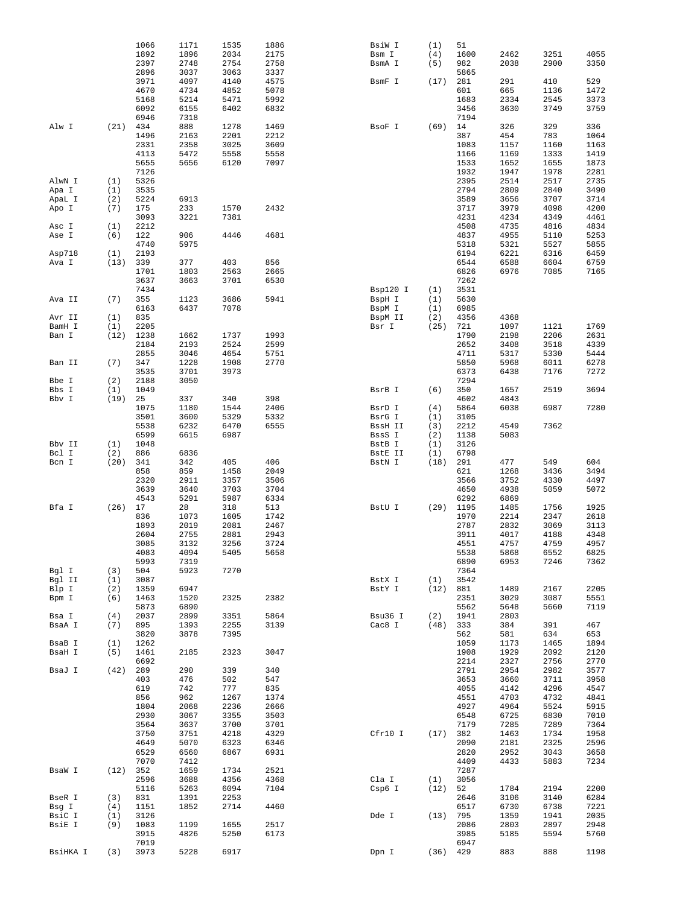| Enzyme | Count | Positions | | | |
|---|---|---|---|---|---|
| | | 1066 | 1171 | 1535 | 1886 |
| | | 1892 | 1896 | 2034 | 2175 |
| | | 2397 | 2748 | 2754 | 2758 |
| | | 2896 | 3037 | 3063 | 3337 |
| | | 3971 | 4097 | 4140 | 4575 |
| | | 4670 | 4734 | 4852 | 5078 |
| | | 5168 | 5214 | 5471 | 5992 |
| | | 6092 | 6155 | 6402 | 6832 |
| | | 6946 | 7318 | | |
| Alw I | (21) | 434 | 888 | 1278 | 1469 |
| | | 1496 | 2163 | 2201 | 2212 |
| | | 2331 | 2358 | 3025 | 3609 |
| | | 4113 | 5472 | 5558 | 5558 |
| | | 5655 | 5656 | 6120 | 7097 |
| | | 7126 | | | |
| AlwN I | (1) | 5326 | | | |
| Apa I | (1) | 3535 | | | |
| ApaL I | (2) | 5224 | 6913 | | |
| Apo I | (7) | 175 | 233 | 1570 | 2432 |
| | | 3093 | 3221 | 7381 | |
| Asc I | (1) | 2212 | | | |
| Ase I | (6) | 122 | 906 | 4446 | 4681 |
| | | 4740 | 5975 | | |
| Asp718 | (1) | 2193 | | | |
| Ava I | (13) | 339 | 377 | 403 | 856 |
| | | 1701 | 1803 | 2563 | 2665 |
| | | 3637 | 3663 | 3701 | 6530 |
| | | 7434 | | | |
| Ava II | (7) | 355 | 1123 | 3686 | 5941 |
| | | 6163 | 6437 | 7078 | |
| Avr II | (1) | 835 | | | |
| BamH I | (1) | 2205 | | | |
| Ban I | (12) | 1238 | 1662 | 1737 | 1993 |
| | | 2184 | 2193 | 2524 | 2599 |
| | | 2855 | 3046 | 4654 | 5751 |
| Ban II | (7) | 347 | 1228 | 1908 | 2770 |
| | | 3535 | 3701 | 3973 | |
| Bbe I | (2) | 2188 | 3050 | | |
| Bbs I | (1) | 1049 | | | |
| Bbv I | (19) | 25 | 337 | 340 | 398 |
| | | 1075 | 1180 | 1544 | 2406 |
| | | 3501 | 3600 | 5329 | 5332 |
| | | 5538 | 6232 | 6470 | 6555 |
| | | 6599 | 6615 | 6987 | |
| Bbv II | (1) | 1048 | | | |
| Bcl I | (2) | 886 | 6836 | | |
| Bcn I | (20) | 341 | 342 | 405 | 406 |
| | | 858 | 859 | 1458 | 2049 |
| | | 2320 | 2911 | 3357 | 3506 |
| | | 3639 | 3640 | 3703 | 3704 |
| | | 4543 | 5291 | 5987 | 6334 |
| Bfa I | (26) | 17 | 28 | 318 | 513 |
| | | 836 | 1073 | 1605 | 1742 |
| | | 1893 | 2019 | 2081 | 2467 |
| | | 2604 | 2755 | 2881 | 2943 |
| | | 3085 | 3132 | 3256 | 3724 |
| | | 4083 | 4094 | 5405 | 5658 |
| | | 5993 | 7319 | | |
| Bgl I | (3) | 504 | 5923 | 7270 | |
| Bgl II | (1) | 3087 | | | |
| Blp I | (2) | 1359 | 6947 | | |
| Bpm I | (6) | 1463 | 1520 | 2325 | 2382 |
| | | 5873 | 6890 | | |
| Bsa I | (4) | 2037 | 2899 | 3351 | 5864 |
| BsaA I | (7) | 895 | 1393 | 2255 | 3139 |
| | | 3820 | 3878 | 7395 | |
| BsaB I | (1) | 1262 | | | |
| BsaH I | (5) | 1461 | 2185 | 2323 | 3047 |
| | | 6692 | | | |
| BsaJ I | (42) | 289 | 290 | 339 | 340 |
| | | 403 | 476 | 502 | 547 |
| | | 619 | 742 | 777 | 835 |
| | | 856 | 962 | 1267 | 1374 |
| | | 1804 | 2068 | 2236 | 2666 |
| | | 2930 | 3067 | 3355 | 3503 |
| | | 3564 | 3637 | 3700 | 3701 |
| | | 3750 | 3751 | 4218 | 4329 |
| | | 4649 | 5070 | 6323 | 6346 |
| | | 6529 | 6560 | 6867 | 6931 |
| | | 7070 | 7412 | | |
| BsaW I | (12) | 352 | 1659 | 1734 | 2521 |
| | | 2596 | 3688 | 4356 | 4368 |
| | | 5116 | 5263 | 6094 | 7104 |
| BseR I | (3) | 831 | 1391 | 2253 | |
| Bsg I | (4) | 1151 | 1852 | 2714 | 4460 |
| BsiC I | (1) | 3126 | | | |
| BsiE I | (9) | 1083 | 1199 | 1655 | 2517 |
| | | 3915 | 4826 | 5250 | 6173 |
| | | 7019 | | | |
| BsiHKA I | (3) | 3973 | 5228 | 6917 | |
| BsiW I | (1) | 51 | | | |
| Bsm I | (4) | 1600 | 2462 | 3251 | 4055 |
| BsmA I | (5) | 982 | 2038 | 2900 | 3350 |
| | | 5865 | | | |
| BsmF I | (17) | 281 | 291 | 410 | 529 |
| | | 601 | 665 | 1136 | 1472 |
| | | 1683 | 2334 | 2545 | 3373 |
| | | 3456 | 3630 | 3749 | 3759 |
| | | 7194 | | | |
| BsoF I | (69) | 14 | 326 | 329 | 336 |
| | | 387 | 454 | 783 | 1064 |
| | | 1083 | 1157 | 1160 | 1163 |
| | | 1166 | 1169 | 1333 | 1419 |
| | | 1533 | 1652 | 1655 | 1873 |
| | | 1932 | 1947 | 1978 | 2281 |
| | | 2395 | 2514 | 2517 | 2735 |
| | | 2794 | 2809 | 2840 | 3490 |
| | | 3589 | 3656 | 3707 | 3714 |
| | | 3717 | 3979 | 4098 | 4200 |
| | | 4231 | 4234 | 4349 | 4461 |
| | | 4508 | 4735 | 4816 | 4834 |
| | | 4837 | 4955 | 5110 | 5253 |
| | | 5318 | 5321 | 5527 | 5855 |
| | | 6194 | 6221 | 6316 | 6459 |
| | | 6544 | 6588 | 6604 | 6759 |
| | | 6826 | 6976 | 7085 | 7165 |
| | | 7262 | | | |
| Bsp120 I | (1) | 3531 | | | |
| BspH I | (1) | 5630 | | | |
| BspM I | (1) | 6985 | | | |
| BspM II | (2) | 4356 | 4368 | | |
| Bsr I | (25) | 721 | 1097 | 1121 | 1769 |
| | | 1790 | 2198 | 2206 | 2631 |
| | | 2652 | 3408 | 3518 | 4339 |
| | | 4711 | 5317 | 5330 | 5444 |
| | | 5850 | 5968 | 6011 | 6278 |
| | | 6373 | 6438 | 7176 | 7272 |
| | | 7294 | | | |
| BsrB I | (6) | 350 | 1657 | 2519 | 3694 |
| | | 4602 | 4843 | | |
| BsrD I | (4) | 5864 | 6038 | 6987 | 7280 |
| BsrG I | (1) | 3105 | | | |
| BssH II | (3) | 2212 | 4549 | 7362 | |
| BssS I | (2) | 1138 | 5083 | | |
| BstB I | (1) | 3126 | | | |
| BstE II | (1) | 6798 | | | |
| BstN I | (18) | 291 | 477 | 549 | 604 |
| | | 621 | 1268 | 3436 | 3494 |
| | | 3566 | 3752 | 4330 | 4497 |
| | | 4650 | 4938 | 5059 | 5072 |
| | | 6292 | 6869 | | |
| BstU I | (29) | 1195 | 1485 | 1756 | 1925 |
| | | 1970 | 2214 | 2347 | 2618 |
| | | 2787 | 2832 | 3069 | 3113 |
| | | 3911 | 4017 | 4188 | 4348 |
| | | 4551 | 4757 | 4759 | 4957 |
| | | 5538 | 5868 | 6552 | 6825 |
| | | 6890 | 6953 | 7246 | 7362 |
| | | 7364 | | | |
| BstX I | (1) | 3542 | | | |
| BstY I | (12) | 881 | 1489 | 2167 | 2205 |
| | | 2351 | 3029 | 3087 | 5551 |
| | | 5562 | 5648 | 5660 | 7119 |
| Bsu36 I | (2) | 1941 | 2803 | | |
| Cac8 I | (48) | 333 | 384 | 391 | 467 |
| | | 562 | 581 | 634 | 653 |
| | | 1059 | 1173 | 1465 | 1894 |
| | | 1908 | 1929 | 2092 | 2120 |
| | | 2214 | 2327 | 2756 | 2770 |
| | | 2791 | 2954 | 2982 | 3577 |
| | | 3653 | 3660 | 3711 | 3958 |
| | | 4055 | 4142 | 4296 | 4547 |
| | | 4551 | 4703 | 4732 | 4841 |
| | | 4927 | 4964 | 5524 | 5915 |
| | | 6548 | 6725 | 6830 | 7010 |
| | | 7179 | 7285 | 7289 | 7364 |
| Cfr10 I | (17) | 382 | 1463 | 1734 | 1958 |
| | | 2090 | 2181 | 2325 | 2596 |
| | | 2820 | 2952 | 3043 | 3658 |
| | | 4409 | 4433 | 5883 | 7234 |
| | | 7287 | | | |
| Cla I | (1) | 3056 | | | |
| Csp6 I | (12) | 52 | 1784 | 2194 | 2200 |
| | | 2646 | 3106 | 3140 | 6284 |
| | | 6517 | 6730 | 6738 | 7221 |
| Dde I | (13) | 795 | 1359 | 1941 | 2035 |
| | | 2086 | 2803 | 2897 | 2948 |
| | | 3985 | 5185 | 5594 | 5760 |
| | | 6947 | | | |
| Dpn I | (36) | 429 | 883 | 888 | 1198 |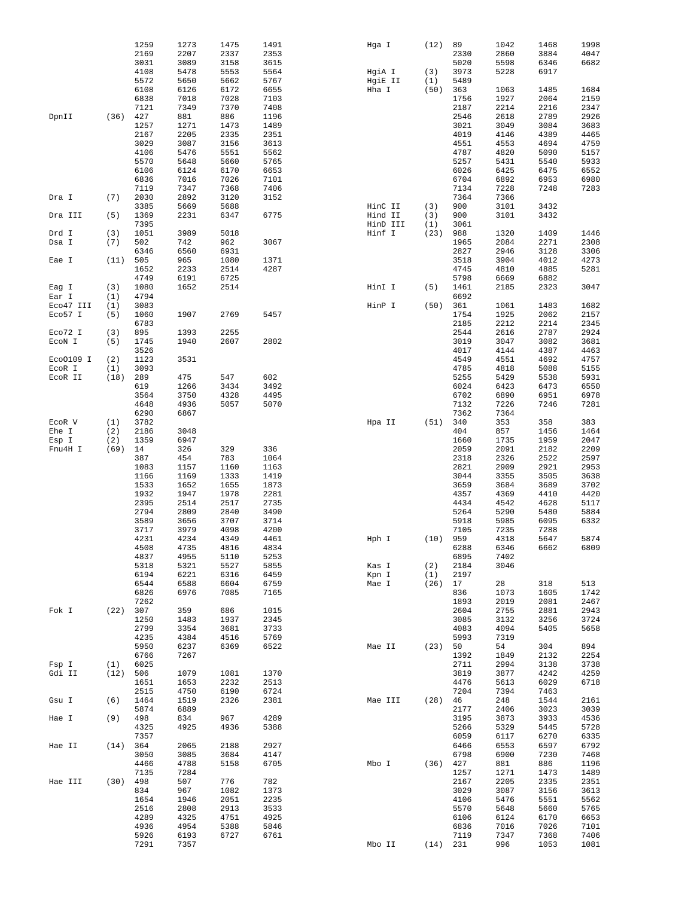```
                1259    1273    1475    1491            Hga I       (12)  89      1042    1468    1998
                2169    2207    2337    2353                              2330    2860    3884    4047
                3031    3089    3158    3615                              5020    5598    6346    6682
                4108    5478    5553    5564            HgiA I      (3)   3973    5228    6917
                5572    5650    5662    5767            HgiE II     (1)   5489
                6108    6126    6172    6655            Hha I       (50)  363     1063    1485    1684
                6838    7018    7028    7103                              1756    1927    2064    2159
                7121    7349    7370    7408                              2187    2214    2216    2347
DpnII     (36)  427     881     886     1196                              2546    2618    2789    2926
                1257    1271    1473    1489                              3021    3049    3084    3683
                2167    2205    2335    2351                              4019    4146    4389    4465
                3029    3087    3156    3613                              4551    4553    4694    4759
                4106    5476    5551    5562                              4787    4820    5090    5157
                5570    5648    5660    5765                              5257    5431    5540    5933
                6106    6124    6170    6653                              6026    6425    6475    6552
                6836    7016    7026    7101                              6704    6892    6953    6980
                7119    7347    7368    7406                              7134    7228    7248    7283
Dra I     (7)   2030    2892    3120    3152                              7364    7366
                3385    5669    5688                    HinC II     (3)   900     3101    3432
Dra III   (5)   1369    2231    6347    6775            Hind II     (3)   900     3101    3432
                7395                                    HinD III    (1)   3061
Drd I     (3)   1051    3989    5018                    Hinf I      (23)  988     1320    1409    1446
Dsa I     (7)   502     742     962     3067                              1965    2084    2271    2308
                6346    6560    6931                                      2827    2946    3128    3306
Eae I     (11)  505     965     1080    1371                              3518    3904    4012    4273
                1652    2233    2514    4287                              4745    4810    4885    5281
                4749    6191    6725                                      5798    6669    6882
Eag I     (3)   1080    1652    2514                    HinI I      (5)   1461    2185    2323    3047
Ear I     (1)   4794                                                      6692
Eco47 III (1)   3083                                    HinP I      (50)  361     1061    1483    1682
Eco57 I   (5)   1060    1907    2769    5457                              1754    1925    2062    2157
                6783                                                      2185    2212    2214    2345
Eco72 I   (3)   895     1393    2255                                      2544    2616    2787    2924
EcoN I    (5)   1745    1940    2607    2802                              3019    3047    3082    3681
                3526                                                      4017    4144    4387    4463
EcoO109 I (2)   1123    3531                                              4549    4551    4692    4757
EcoR I    (1)   3093                                                      4785    4818    5088    5155
EcoR II   (18)  289     475     547     602                               5255    5429    5538    5931
                619     1266    3434    3492                              6024    6423    6473    6550
                3564    3750    4328    4495                              6702    6890    6951    6978
                4648    4936    5057    5070                              7132    7226    7246    7281
                6290    6867                                              7362    7364
EcoR V    (1)   3782                                    Hpa II      (51)  340     353     358     383
Ehe I     (2)   2186    3048                                              404     857     1456    1464
Esp I     (2)   1359    6947                                              1660    1735    1959    2047
Fnu4H I   (69)  14      326     329     336                               2059    2091    2182    2209
                387     454     783     1064                              2318    2326    2522    2597
                1083    1157    1160    1163                              2821    2909    2921    2953
                1166    1169    1333    1419                              3044    3355    3505    3638
                1533    1652    1655    1873                              3659    3684    3689    3702
                1932    1947    1978    2281                              4357    4369    4410    4420
                2395    2514    2517    2735                              4434    4542    4628    5117
                2794    2809    2840    3490                              5264    5290    5480    5884
                3589    3656    3707    3714                              5918    5985    6095    6332
                3717    3979    4098    4200                              7105    7235    7288
                4231    4234    4349    4461            Hph I       (10)  959     4318    5647    5874
                4508    4735    4816    4834                              6288    6346    6662    6809
                4837    4955    5110    5253                              6895    7402
                5318    5321    5527    5855            Kas I       (2)   2184    3046
                6194    6221    6316    6459            Kpn I       (1)   2197
                6544    6588    6604    6759            Mae I       (26)  17      28      318     513
                6826    6976    7085    7165                              836     1073    1605    1742
                7262                                                      1893    2019    2081    2467
Fok I     (22)  307     359     686     1015                              2604    2755    2881    2943
                1250    1483    1937    2345                              3085    3132    3256    3724
                2799    3354    3681    3733                              4083    4094    5405    5658
                4235    4384    4516    5769                              5993    7319
                5950    6237    6369    6522            Mae II      (23)  50      54      304     894
                6766    7267                                              1392    1849    2132    2254
Fsp I     (1)   6025                                                      2711    2994    3138    3738
Gdi II    (12)  506     1079    1081    1370                              3819    3877    4242    4259
                1651    1653    2232    2513                              4476    5613    6029    6718
                2515    4750    6190    6724                              7204    7394    7463
Gsu I     (6)   1464    1519    2326    2381            Mae III     (28)  46      248     1544    2161
                5874    6889                                              2177    2406    3023    3039
Hae I     (9)   498     834     967     4289                              3195    3873    3933    4536
                4325    4925    4936    5388                              5266    5329    5445    5728
                7357                                                      6059    6117    6270    6335
Hae II    (14)  364     2065    2188    2927                              6466    6553    6597    6792
                3050    3085    3684    4147                              6798    6900    7230    7468
                4466    4788    5158    6705            Mbo I       (36)  427     881     886     1196
                7135    7284                                              1257    1271    1473    1489
Hae III   (30)  498     507     776     782                               2167    2205    2335    2351
                834     967     1082    1373                              3029    3087    3156    3613
                1654    1946    2051    2235                              4106    5476    5551    5562
                2516    2808    2913    3533                              5570    5648    5660    5765
                4289    4325    4751    4925                              6106    6124    6170    6653
                4936    4954    5388    5846                              6836    7016    7026    7101
                5926    6193    6727    6761                              7119    7347    7368    7406
                7291    7357                            Mbo II      (14)  231     996     1053    1081
```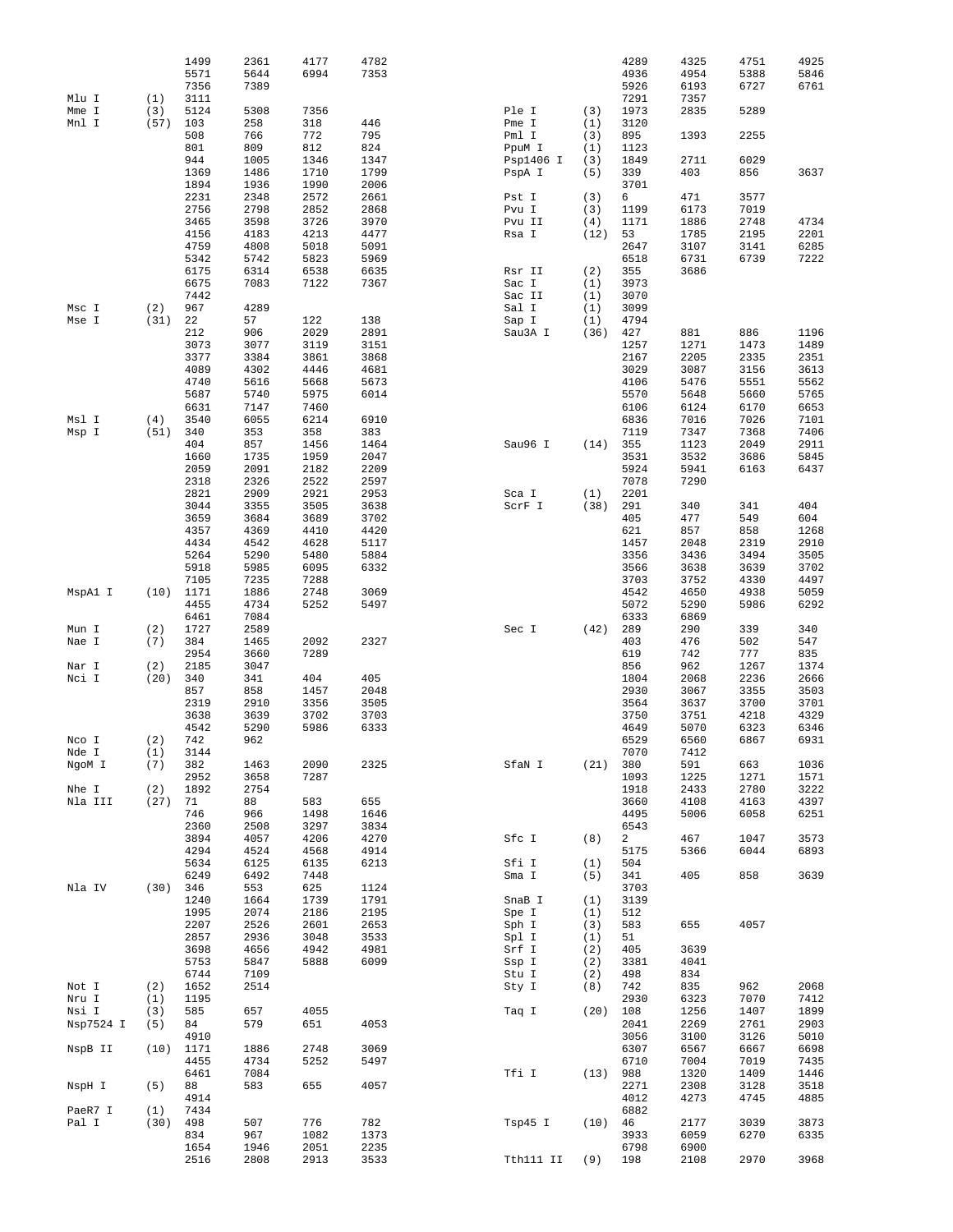```
                    1499    2361    4177    4782                                4289    4325    4751    4925
                    5571    5644    6994    7353                                4936    4954    5388    5846
                    7356    7389                                                5926    6193    6727    6761
Mlu I       (1)     3111                                                        7291    7357
Mme I       (3)     5124    5308    7356                    Ple I       (3)     1973    2835    5289
Mnl I       (57)    103     258     318     446             Pme I       (1)     3120
                    508     766     772     795             Pml I       (3)     895     1393    2255
                    801     809     812     824             PpuM I      (1)     1123
                    944     1005    1346    1347            Psp1406 I   (3)     1849    2711    6029
                    1369    1486    1710    1799            PspA I      (5)     339     403     856     3637
                    1894    1936    1990    2006                                3701
                    2231    2348    2572    2661            Pst I       (3)     6       471     3577
                    2756    2798    2852    2868            Pvu I       (3)     1199    6173    7019
                    3465    3598    3726    3970            Pvu II      (4)     1171    1886    2748    4734
                    4156    4183    4213    4477            Rsa I       (12)    53      1785    2195    2201
                    4759    4808    5018    5091                                2647    3107    3141    6285
                    5342    5742    5823    5969                                6518    6731    6739    7222
                    6175    6314    6538    6635            Rsr II      (2)     355     3686
                    6675    7083    7122    7367            Sac I       (1)     3973
                    7442                                    Sac II      (1)     3070
Msc I       (2)     967     4289                            Sal I       (1)     3099
Mse I       (31)    22      57      122     138             Sap I       (1)     4794
                    212     906     2029    2891            Sau3A I     (36)    427     881     886     1196
                    3073    3077    3119    3151                                1257    1271    1473    1489
                    3377    3384    3861    3868                                2167    2205    2335    2351
                    4089    4302    4446    4681                                3029    3087    3156    3613
                    4740    5616    5668    5673                                4106    5476    5551    5562
                    5687    5740    5975    6014                                5570    5648    5660    5765
                    6631    7147    7460                                        6106    6124    6170    6653
Msl I       (4)     3540    6055    6214    6910                                6836    7016    7026    7101
Msp I       (51)    340     353     358     383                                 7119    7347    7368    7406
                    404     857     1456    1464            Sau96 I     (14)    355     1123    2049    2911
                    1660    1735    1959    2047                                3531    3532    3686    5845
                    2059    2091    2182    2209                                5924    5941    6163    6437
                    2318    2326    2522    2597                                7078    7290
                    2821    2909    2921    2953            Sca I       (1)     2201
                    3044    3355    3505    3638            ScrF I      (38)    291     340     341     404
                    3659    3684    3689    3702                                405     477     549     604
                    4357    4369    4410    4420                                621     857     858     1268
                    4434    4542    4628    5117                                1457    2048    2319    2910
                    5264    5290    5480    5884                                3356    3436    3494    3505
                    5918    5985    6095    6332                                3566    3638    3639    3702
                    7105    7235    7288                                        3703    3752    4330    4497
MspA1 I     (10)    1171    1886    2748    3069                                4542    4650    4938    5059
                    4455    4734    5252    5497                                5072    5290    5986    6292
                    6461    7084                                                6333    6869
Mun I       (2)     1727    2589                            Sec I       (42)    289     290     339     340
Nae I       (7)     384     1465    2092    2327                                403     476     502     547
                    2954    3660    7289                                        619     742     777     835
Nar I       (2)     2185    3047                                                856     962     1267    1374
Nci I       (20)    340     341     404     405                                 1804    2068    2236    2666
                    857     858     1457    2048                                2930    3067    3355    3503
                    2319    2910    3356    3505                                3564    3637    3700    3701
                    3638    3639    3702    3703                                3750    3751    4218    4329
                    4542    5290    5986    6333                                4649    5070    6323    6346
Nco I       (2)     742     962                                                 6529    6560    6867    6931
Nde I       (1)     3144                                                        7070    7412
NgoM I      (7)     382     1463    2090    2325            SfaN I      (21)    380     591     663     1036
                    2952    3658    7287                                        1093    1225    1271    1571
Nhe I       (2)     1892    2754                                                1918    2433    2780    3222
Nla III     (27)    71      88      583     655                                 3660    4108    4163    4397
                    746     966     1498    1646                                4495    5006    6058    6251
                    2360    2508    3297    3834                                6543
                    3894    4057    4206    4270            Sfc I       (8)     2       467     1047    3573
                    4294    4524    4568    4914                                5175    5366    6044    6893
                    5634    6125    6135    6213            Sfi I       (1)     504
                    6249    6492    7448                    Sma I       (5)     341     405     858     3639
Nla IV      (30)    346     553     625     1124                                3703
                    1240    1664    1739    1791            SnaB I      (1)     3139
                    1995    2074    2186    2195            Spe I       (1)     512
                    2207    2526    2601    2653            Sph I       (3)     583     655     4057
                    2857    2936    3048    3533            Spl I       (1)     51
                    3698    4656    4942    4981            Srf I       (2)     405     3639
                    5753    5847    5888    6099            Ssp I       (2)     3381    4041
                    6744    7109                            Stu I       (2)     498     834
Not I       (2)     1652    2514                            Sty I       (8)     742     835     962     2068
Nru I       (1)     1195                                                        2930    6323    7070    7412
Nsi I       (3)     585     657     4055                    Taq I       (20)    108     1256    1407    1899
Nsp7524 I   (5)     84      579     651     4053                                2041    2269    2761    2903
                    4910                                                        3056    3100    3126    5010
NspB II     (10)    1171    1886    2748    3069                                6307    6567    6667    6698
                    4455    4734    5252    5497                                6710    7004    7019    7435
                    6461    7084                            Tfi I       (13)    988     1320    1409    1446
NspH I      (5)     88      583     655     4057                                2271    2308    3128    3518
                    4914                                                        4012    4273    4745    4885
PaeR7 I     (1)     7434                                                        6882
Pal I       (30)    498     507     776     782             Tsp45 I     (10)    46      2177    3039    3873
                    834     967     1082    1373                                3933    6059    6270    6335
                    1654    1946    2051    2235                                6798    6900
                    2516    2808    2913    3533            Tth111 II   (9)     198     2108    2970    3968
```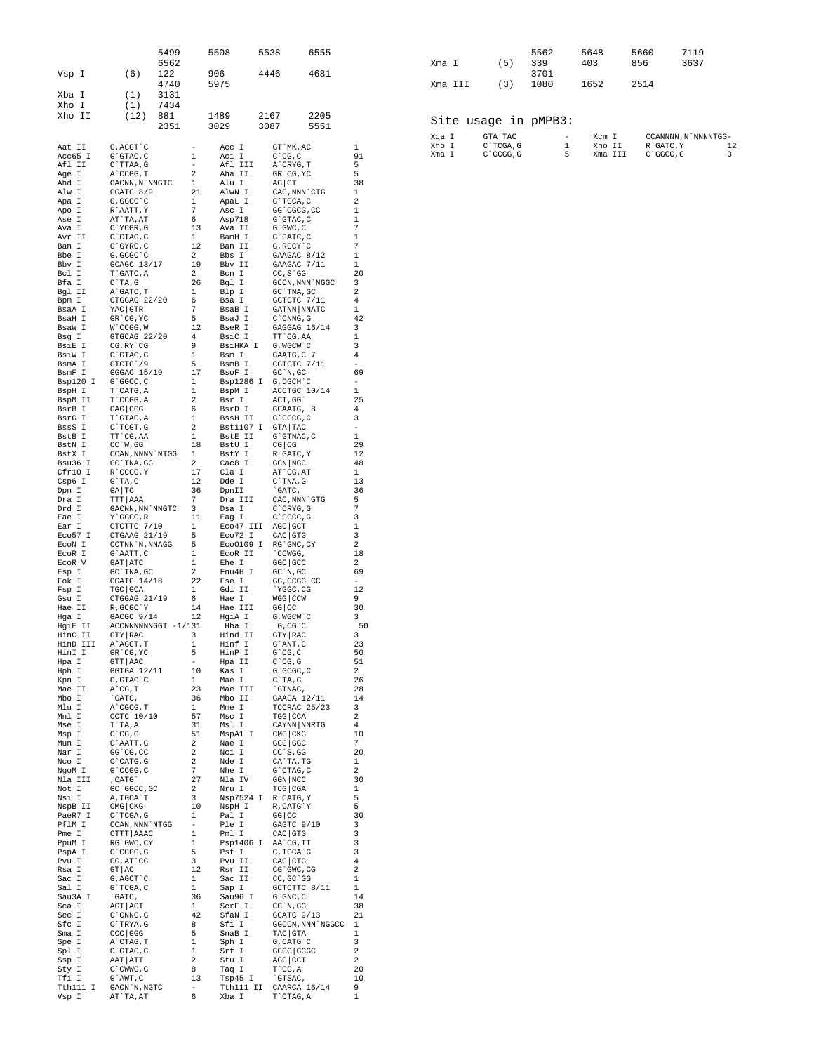| | | | | | |
|---|---|---|---|---|---|
| | | 5499 | 5508 | 5538 | 6555 |
| | | 6562 | | | |
| Vsp I | (6) | 122 | 906 | 4446 | 4681 |
| | | 4740 | 5975 | | |
| Xba I | (1) | 3131 | | | |
| Xho I | (1) | 7434 | | | |
| Xho II | (12) | 881 | 1489 | 2167 | 2205 |
| | | 2351 | 3029 | 3087 | 5551 |

| | | | | | |
|---|---|---|---|---|---|
| Aat II | G,ACGT`C | - | Acc I | GT`MK,AC | 1 |
| Acc65 I | G`GTAC,C | 1 | Aci I | C`CG,C | 91 |
| Afl II | C`TTAA,G | - | Afl III | A`CRYG,T | 5 |
| Age I | A`CCGG,T | 2 | Aha II | GR`CG,YC | 5 |
| Ahd I | GACNN,N`NNGTC | 1 | Alu I | AG\|CT | 38 |
| Alw I | GGATC 8/9 | 21 | AlwN I | CAG,NNN`CTG | 1 |
| Apa I | G,GGCC`C | 1 | ApaL I | G`TGCA,C | 2 |
| Apo I | R`AATT,Y | 7 | Asc I | GG`CGCG,CC | 1 |
| Ase I | AT`TA,AT | 6 | Asp718 | G`GTAC,C | 1 |
| Ava I | C`YCGR,G | 13 | Ava II | G`GWC,C | 7 |
| Avr II | C`CTAG,G | 1 | BamH I | G`GATC,C | 1 |
| Ban I | G`GYRC,C | 12 | Ban II | G,RGCY`C | 7 |
| Bbe I | G,GCGC`C | 2 | Bbs I | GAAGAC 8/12 | 1 |
| Bbv I | GCAGC 13/17 | 19 | Bbv II | GAAGAC 7/11 | 1 |
| Bcl I | T`GATC,A | 2 | Bcn I | CC,S`GG | 20 |
| Bfa I | C`TA,G | 26 | Bgl I | GCCN,NNN`NGGC | 3 |
| Bgl II | A`GATC,T | 1 | Blp I | GC`TNA,GC | 2 |
| Bpm I | CTGGAG 22/20 | 6 | Bsa I | GGTCTC 7/11 | 4 |
| BsaA I | YAC\|GTR | 7 | BsaB I | GATNN\|NNATC | 1 |
| BsaH I | GR`CG,YC | 5 | BsaJ I | C`CNNG,G | 42 |
| BsaW I | W`CCGG,W | 12 | BseR I | GAGGAG 16/14 | 3 |
| Bsg I | GTGCAG 22/20 | 4 | BsiC I | TT`CG,AA | 1 |
| BsiE I | CG,RY`CG | 9 | BsiHKA I | G,WGCW`C | 3 |
| BsiW I | C`GTAC,G | 1 | Bsm I | GAATG,C 7 | 4 |
| BsmA I | GTCTC`/9 | 5 | BsmB I | CGTCTC 7/11 | - |
| BsmF I | GGGAC 15/19 | 17 | BsoF I | GC`N,GC | 69 |
| Bsp120 I | G`GGCC,C | 1 | Bsp1286 I | G,DGCH`C | - |
| BspH I | T`CATG,A | 1 | BspM I | ACCTGC 10/14 | 1 |
| BspM II | T`CCGG,A | 2 | Bsr I | ACT,GG` | 25 |
| BsrB I | GAG\|CGG | 6 | BsrD I | GCAATG, 8 | 4 |
| BsrG I | T`GTAC,A | 1 | BssH II | G`CGCG,C | 3 |
| BssS I | C`TCGT,G | 2 | Bst1107 I | GTA\|TAC | - |
| BstB I | TT`CG,AA | 1 | BstE II | G`GTNAC,C | 1 |
| BstN I | CC`W,GG | 18 | BstU I | CG\|CG | 29 |
| BstX I | CCAN,NNNN`NTGG | 1 | BstY I | R`GATC,Y | 12 |
| Bsu36 I | CC`TNA,GG | 2 | Cac8 I | GCN\|NGC | 48 |
| Cfr10 I | R`CCGG,Y | 17 | Cla I | AT`CG,AT | 1 |
| Csp6 I | G`TA,C | 12 | Dde I | C`TNA,G | 13 |
| Dpn I | GA\|TC | 36 | DpnII | `GATC, | 36 |
| Dra I | TTT\|AAA | 7 | Dra III | CAC,NNN`GTG | 5 |
| Drd I | GACNN,NN`NNGTC | 3 | Dsa I | C`CRYG,G | 7 |
| Eae I | Y`GGCC,R | 11 | Eag I | C`GGCC,G | 3 |
| Ear I | CTCTTC 7/10 | 1 | Eco47 III | AGC\|GCT | 1 |
| Eco57 I | CTGAAG 21/19 | 5 | Eco72 I | CAC\|GTG | 3 |
| EcoN I | CCTNN`N,NNAGG | 5 | EcoO109 I | RG`GNC,CY | 2 |
| EcoR I | G`AATT,C | 1 | EcoR II | `CCWGG, | 18 |
| EcoR V | GAT\|ATC | 1 | Ehe I | GGC\|GCC | 2 |
| Esp I | GC`TNA,GC | 2 | Fnu4H I | GC`N,GC | 69 |
| Fok I | GGATG 14/18 | 22 | Fse I | GG,CCGG`CC | - |
| Fsp I | TGC\|GCA | 1 | Gdi II | `YGGC,CG | 12 |
| Gsu I | CTGGAG 21/19 | 6 | Hae I | WGG\|CCW | 9 |
| Hae II | R,GCGC`Y | 14 | Hae III | GG\|CC | 30 |
| Hga I | GACGC 9/14 | 12 | HgiA I | G,WGCW`C | 3 |
| HgiE II | ACCNNNNNNGGT -1/131 | | Hha I | G,CG`C | 50 |
| HinC II | GTY\|RAC | 3 | Hind II | GTY\|RAC | 3 |
| HinD III | A`AGCT,T | 1 | Hinf I | G`ANT,C | 23 |
| HinI I | GR`CG,YC | 5 | HinP I | G`CG,C | 50 |
| Hpa I | GTT\|AAC | - | Hpa II | C`CG,G | 51 |
| Hph I | GGTGA 12/11 | 10 | Kas I | G`GCGC,C | 2 |
| Kpn I | G,GTAC`C | 1 | Mae I | C`TA,G | 26 |
| Mae II | A`CG,T | 23 | Mae III | `GTNAC, | 28 |
| Mbo I | `GATC, | 36 | Mbo II | GAAGA 12/11 | 14 |
| Mlu I | A`CGCG,T | 1 | Mme I | TCCRAC 25/23 | 3 |
| Mnl I | CCTC 10/10 | 57 | Msc I | TGG\|CCA | 2 |
| Mse I | T`TA,A | 31 | Msl I | CAYNN\|NNRTG | 4 |
| Msp I | C`CG,G | 51 | MspA1 I | CMG\|CKG | 10 |
| Mun I | C`AATT,G | 2 | Nae I | GCC\|GGC | 7 |
| Nar I | GG`CG,CC | 2 | Nci I | CC`S,GG | 20 |
| Nco I | C`CATG,G | 2 | Nde I | CA`TA,TG | 1 |
| NgoM I | G`CCGG,C | 7 | Nhe I | G`CTAG,C | 2 |
| Nla III | ,CATG` | 27 | Nla IV | GGN\|NCC | 30 |
| Not I | GC`GGCC,GC | 2 | Nru I | TCG\|CGA | 1 |
| Nsi I | A,TGCA`T | 3 | Nsp7524 I | R`CATG,Y | 5 |
| NspB II | CMG\|CKG | 10 | NspH I | R,CATG`Y | 5 |
| PaeR7 I | C`TCGA,G | 1 | Pal I | GG\|CC | 30 |
| PflM I | CCAN,NNN`NTGG | - | Ple I | GAGTC 9/10 | 3 |
| Pme I | CTTT\|AAAC | 1 | Pml I | CAC\|GTG | 3 |
| PpuM I | RG`GWC,CY | 1 | Psp1406 I | AA`CG,TT | 3 |
| PspA I | C`CCGG,G | 5 | Pst I | C,TGCA`G | 3 |
| Pvu I | CG,AT`CG | 3 | Pvu II | CAG\|CTG | 4 |
| Rsa I | GT\|AC | 12 | Rsr II | CG`GWC,CG | 2 |
| Sac I | G,AGCT`C | 1 | Sac II | CC,GC`GG | 1 |
| Sal I | G`TCGA,C | 1 | Sap I | GCTCTTC 8/11 | 1 |
| Sau3A I | `GATC, | 36 | Sau96 I | G`GNC,C | 14 |
| Sca I | AGT\|ACT | 1 | ScrF I | CC`N,GG | 38 |
| Sec I | C`CNNG,G | 42 | SfaN I | GCATC 9/13 | 21 |
| Sfc I | C`TRYA,G | 8 | Sfi I | GGCCN,NNN`NGGCC | 1 |
| Sma I | CCC\|GGG | 5 | SnaB I | TAC\|GTA | 1 |
| Spe I | A`CTAG,T | 1 | Sph I | G,CATG`C | 3 |
| Spl I | C`GTAC,G | 1 | Srf I | GCCC\|GGGC | 2 |
| Ssp I | AAT\|ATT | 2 | Stu I | AGG\|CCT | 2 |
| Sty I | C`CWWG,G | 8 | Taq I | T`CG,A | 20 |
| Tfi I | G`AWT,C | 13 | Tsp45 I | `GTSAC, | 10 |
| Tth111 I | GACN`N,NGTC | - | Tth111 II | CAARCA 16/14 | 9 |
| Vsp I | AT`TA,AT | 6 | Xba I | T`CTAG,A | 1 |

| | | | | | |
|---|---|---|---|---|---|
| | | 5562 | 5648 | 5660 | 7119 |
| Xma I | (5) | 339 | 403 | 856 | 3637 |
| | | 3701 | | | |
| Xma III | (3) | 1080 | 1652 | 2514 | |

## Site usage in pMPB3:

| | | | | | |
|---|---|---|---|---|---|
| Xca I | GTA\|TAC | - | Xcm I | CCANNNN,N`NNNNTGG- | |
| Xho I | C`TCGA,G | 1 | Xho II | R`GATC,Y | 12 |
| Xma I | C`CCGG,G | 5 | Xma III | C`GGCC,G | 3 |